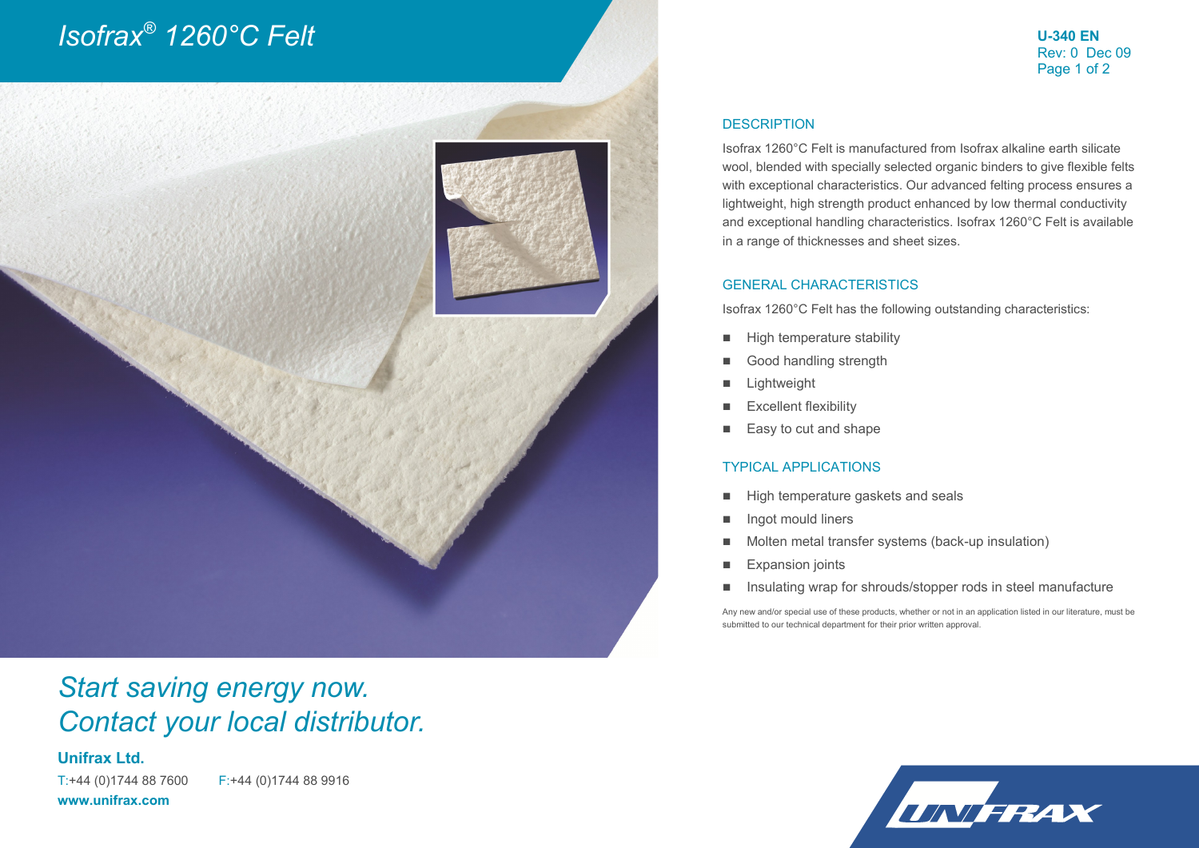# Isofrax® 1260°C Felt

**U-340 EN**
Rev: 0 Dec 09

## DESCRIPTION

Isofrax 1260°C Felt is manufactured from Isofrax alkaline earth silicate wool, blended with specially selected organic binders to give flexible felts with exceptional characteristics. Our advanced felting process ensures a lightweight, high strength product enhanced by low thermal conductivity and exceptional handling characteristics. Isofrax 1260°C Felt is available in a range of thicknesses and sheet sizes.

## GENERAL CHARACTERISTICS

Isofrax 1260°C Felt has the following outstanding characteristics:

- High temperature stability
- Good handling strength
- Lightweight
- Excellent flexibility
- Easy to cut and shape

## TYPICAL APPLICATIONS

- High temperature gaskets and seals
- Ingot mould liners
- Molten metal transfer systems (back-up insulation)
- Expansion joints
- Insulating wrap for shrouds/stopper rods in steel manufacture

Any new and/or special use of these products, whether or not in an application listed in our literature, must be submitted to our technical department for their prior written approval.

*Start saving energy now.*
*Contact your local distributor.*

**Unifrax Ltd.**

T:+44 (0)1744 88 7600 F:+44 (0)1744 88 9916

**www.unifrax.com**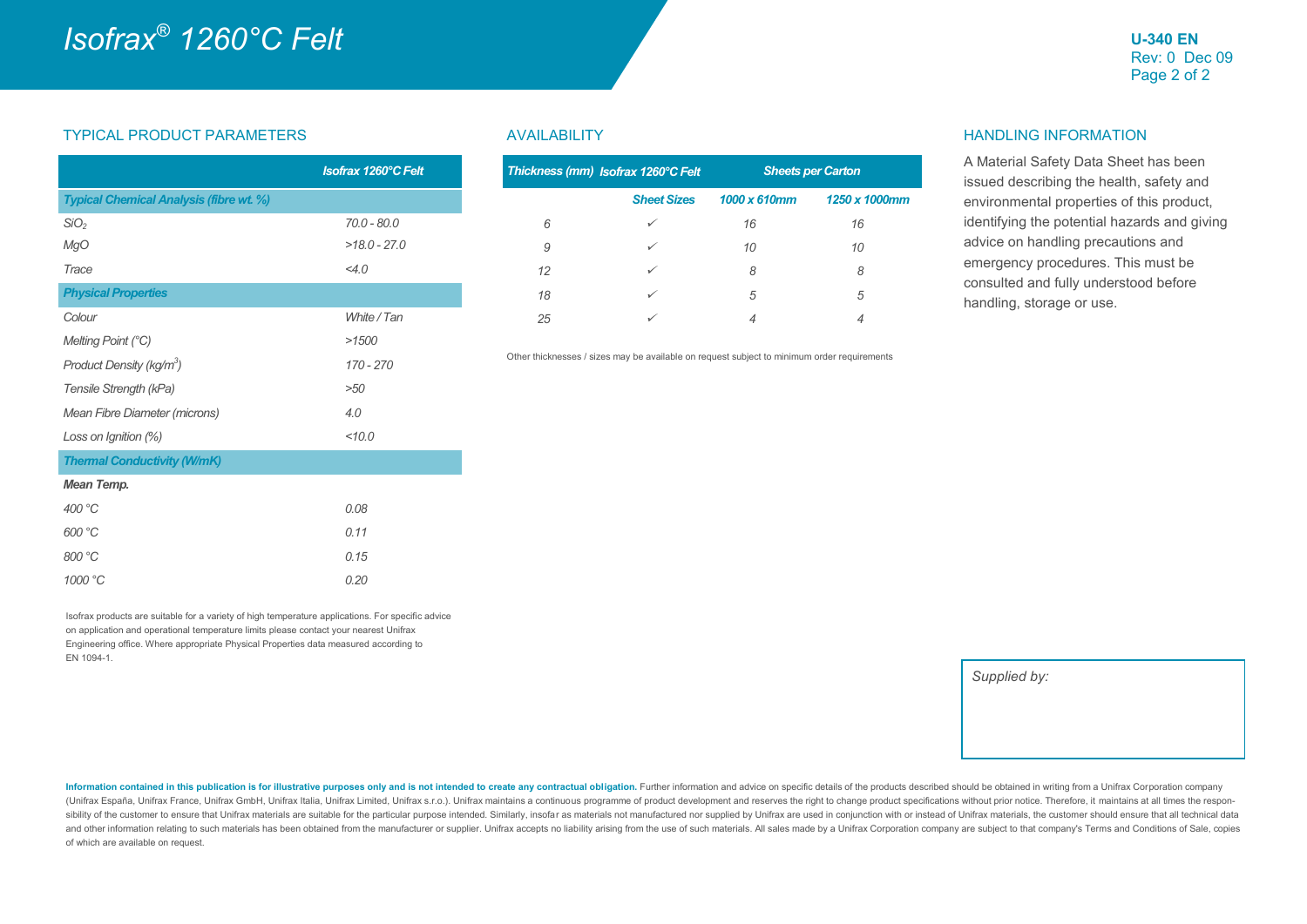# Isofrax® 1260°C Felt

U-340 EN
Rev: 0 Dec 09

## TYPICAL PRODUCT PARAMETERS

| | Isofrax 1260°C Felt |
|---|---|
| ***Typical Chemical Analysis (fibre wt. %)*** | |
| $SiO_2$ | 70.0 - 80.0 |
| MgO | >18.0 - 27.0 |
| Trace | <4.0 |
| ***Physical Properties*** | |
| Colour | White / Tan |
| Melting Point (°C) | >1500 |
| Product Density (kg/m$^3$) | 170 - 270 |
| Tensile Strength (kPa) | >50 |
| Mean Fibre Diameter (microns) | 4.0 |
| Loss on Ignition (%) | <10.0 |
| ***Thermal Conductivity (W/mK)*** | |
| **Mean Temp.** | |
| 400 °C | 0.08 |
| 600 °C | 0.11 |
| 800 °C | 0.15 |
| 1000 °C | 0.20 |

Isofrax products are suitable for a variety of high temperature applications. For specific advice on application and operational temperature limits please contact your nearest Unifrax Engineering office. Where appropriate Physical Properties data measured according to EN 1094-1.

## AVAILABILITY

| Thickness (mm) | Isofrax 1260°C Felt | Sheets per Carton | |
|---|---|---|---|
| | Sheet Sizes | 1000 x 610mm | 1250 x 1000mm |
| 6 | ✓ | 16 | 16 |
| 9 | ✓ | 10 | 10 |
| 12 | ✓ | 8 | 8 |
| 18 | ✓ | 5 | 5 |
| 25 | ✓ | 4 | 4 |

Other thicknesses / sizes may be available on request subject to minimum order requirements

## HANDLING INFORMATION

A Material Safety Data Sheet has been issued describing the health, safety and environmental properties of this product, identifying the potential hazards and giving advice on handling precautions and emergency procedures. This must be consulted and fully understood before handling, storage or use.

*Supplied by:*

**Information contained in this publication is for illustrative purposes only and is not intended to create any contractual obligation.** Further information and advice on specific details of the products described should be obtained in writing from a Unifrax Corporation company (Unifrax España, Unifrax France, Unifrax GmbH, Unifrax Italia, Unifrax Limited, Unifrax s.r.o.). Unifrax maintains a continuous programme of product development and reserves the right to change product specifications without prior notice. Therefore, it maintains at all times the responsibility of the customer to ensure that Unifrax materials are suitable for the particular purpose intended. Similarly, insofar as materials not manufactured nor supplied by Unifrax are used in conjunction with or instead of Unifrax materials, the customer should ensure that all technical data and other information relating to such materials has been obtained from the manufacturer or supplier. Unifrax accepts no liability arising from the use of such materials. All sales made by a Unifrax Corporation company are subject to that company's Terms and Conditions of Sale, copies of which are available on request.